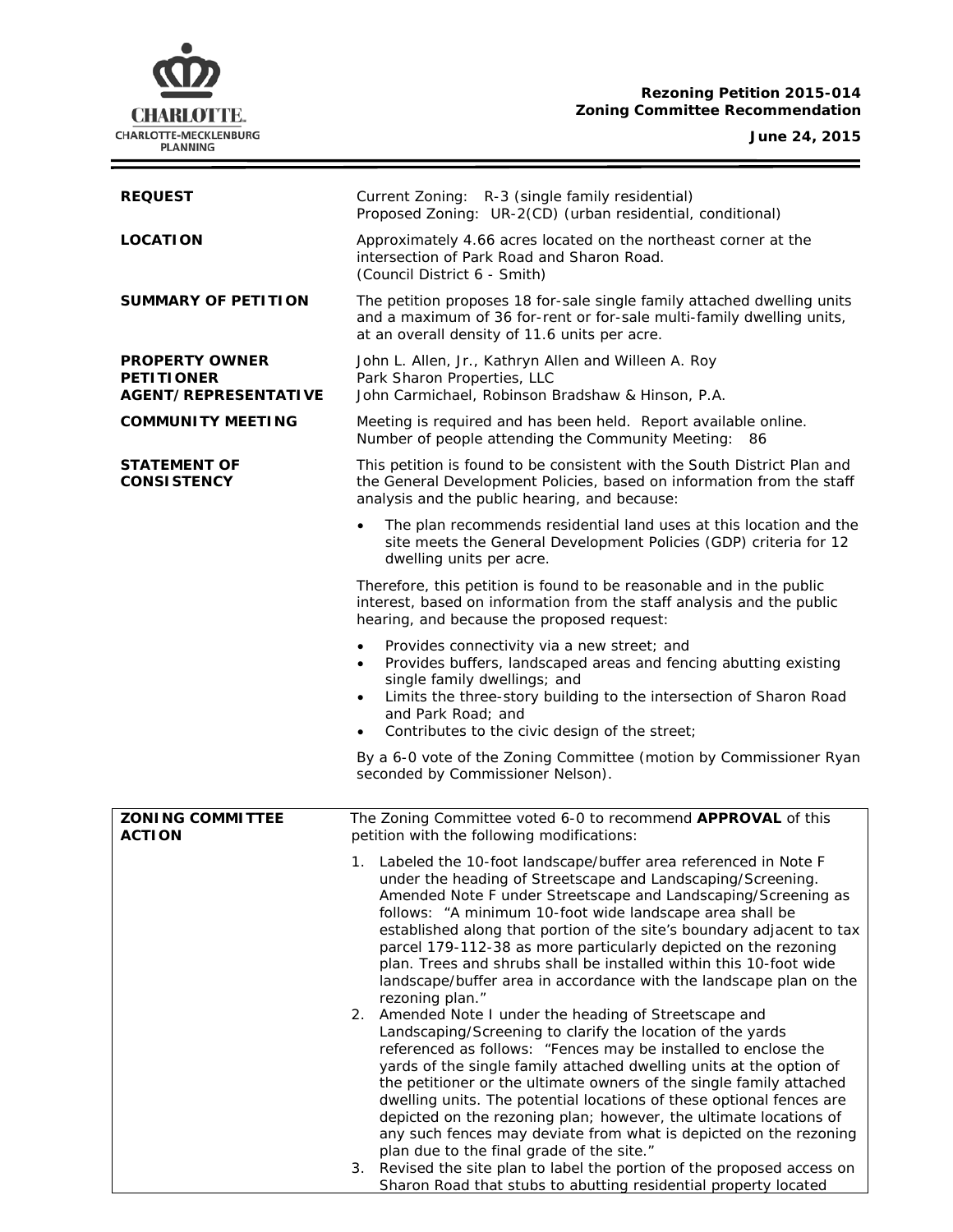**Rezoning Petition 2015-014**
**Zoning Committee Recommendation**

**June 24, 2015**

| | |
|---|---|
| **REQUEST** | Current Zoning: R-3 (single family residential)<br>Proposed Zoning: UR-2(CD) (urban residential, conditional) |
| **LOCATION** | Approximately 4.66 acres located on the northeast corner at the intersection of Park Road and Sharon Road.<br>(Council District 6 - Smith) |
| **SUMMARY OF PETITION** | The petition proposes 18 for-sale single family attached dwelling units and a maximum of 36 for-rent or for-sale multi-family dwelling units, at an overall density of 11.6 units per acre. |
| **PROPERTY OWNER**<br>**PETITIONER**<br>**AGENT/REPRESENTATIVE** | John L. Allen, Jr., Kathryn Allen and Willeen A. Roy<br>Park Sharon Properties, LLC<br>John Carmichael, Robinson Bradshaw & Hinson, P.A. |
| **COMMUNITY MEETING** | Meeting is required and has been held. Report available online.<br>Number of people attending the Community Meeting: 86 |
| **STATEMENT OF CONSISTENCY** | This petition is found to be consistent with the South District Plan and the General Development Policies, based on information from the staff analysis and the public hearing, and because:<br>• The plan recommends residential land uses at this location and the site meets the General Development Policies (GDP) criteria for 12 dwelling units per acre.<br>Therefore, this petition is found to be reasonable and in the public interest, based on information from the staff analysis and the public hearing, and because the proposed request:<br>• Provides connectivity via a new street; and<br>• Provides buffers, landscaped areas and fencing abutting existing single family dwellings; and<br>• Limits the three-story building to the intersection of Sharon Road and Park Road; and<br>• Contributes to the civic design of the street;<br>By a 6-0 vote of the Zoning Committee (motion by Commissioner Ryan seconded by Commissioner Nelson). |

| | |
|---|---|
| **ZONING COMMITTEE ACTION** | The Zoning Committee voted 6-0 to recommend **APPROVAL** of this petition with the following modifications:<br>1. Labeled the 10-foot landscape/buffer area referenced in Note F under the heading of Streetscape and Landscaping/Screening. Amended Note F under Streetscape and Landscaping/Screening as follows: "A minimum 10-foot wide landscape area shall be established along that portion of the site's boundary adjacent to tax parcel 179-112-38 as more particularly depicted on the rezoning plan. Trees and shrubs shall be installed within this 10-foot wide landscape/buffer area in accordance with the landscape plan on the rezoning plan."<br>2. Amended Note I under the heading of Streetscape and Landscaping/Screening to clarify the location of the yards referenced as follows: "Fences may be installed to enclose the yards of the single family attached dwelling units at the option of the petitioner or the ultimate owners of the single family attached dwelling units. The potential locations of these optional fences are depicted on the rezoning plan; however, the ultimate locations of any such fences may deviate from what is depicted on the rezoning plan due to the final grade of the site."<br>3. Revised the site plan to label the portion of the proposed access on Sharon Road that stubs to abutting residential property located |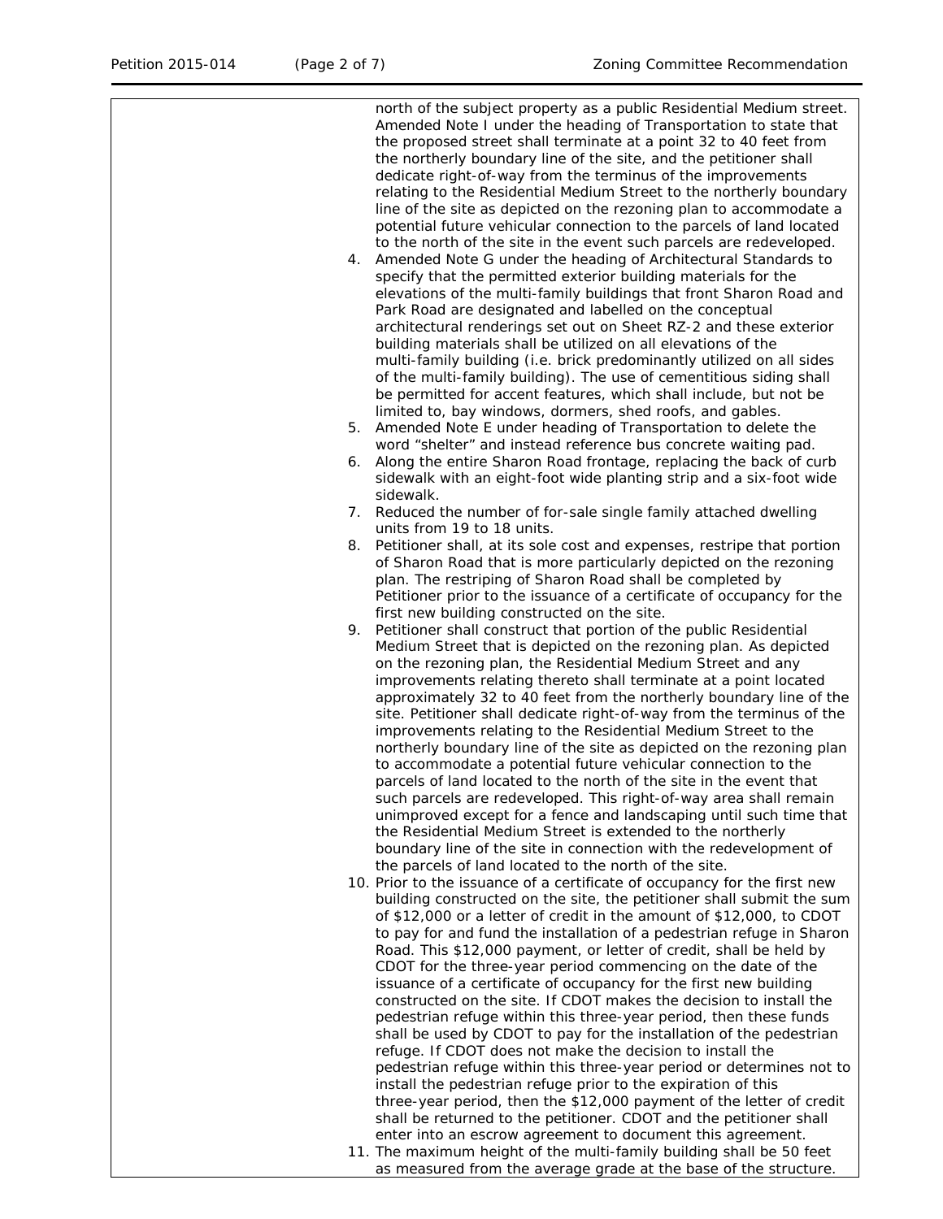north of the subject property as a public Residential Medium street. Amended Note I under the heading of Transportation to state that the proposed street shall terminate at a point 32 to 40 feet from the northerly boundary line of the site, and the petitioner shall dedicate right-of-way from the terminus of the improvements relating to the Residential Medium Street to the northerly boundary line of the site as depicted on the rezoning plan to accommodate a potential future vehicular connection to the parcels of land located to the north of the site in the event such parcels are redeveloped.

4. Amended Note G under the heading of Architectural Standards to specify that the permitted exterior building materials for the elevations of the multi-family buildings that front Sharon Road and Park Road are designated and labelled on the conceptual architectural renderings set out on Sheet RZ-2 and these exterior building materials shall be utilized on all elevations of the multi-family building (i.e. brick predominantly utilized on all sides of the multi-family building). The use of cementitious siding shall be permitted for accent features, which shall include, but not be limited to, bay windows, dormers, shed roofs, and gables.
5. Amended Note E under heading of Transportation to delete the word "shelter" and instead reference bus concrete waiting pad.
6. Along the entire Sharon Road frontage, replacing the back of curb sidewalk with an eight-foot wide planting strip and a six-foot wide sidewalk.
7. Reduced the number of for-sale single family attached dwelling units from 19 to 18 units.
8. Petitioner shall, at its sole cost and expenses, restripe that portion of Sharon Road that is more particularly depicted on the rezoning plan. The restriping of Sharon Road shall be completed by Petitioner prior to the issuance of a certificate of occupancy for the first new building constructed on the site.
9. Petitioner shall construct that portion of the public Residential Medium Street that is depicted on the rezoning plan. As depicted on the rezoning plan, the Residential Medium Street and any improvements relating thereto shall terminate at a point located approximately 32 to 40 feet from the northerly boundary line of the site. Petitioner shall dedicate right-of-way from the terminus of the improvements relating to the Residential Medium Street to the northerly boundary line of the site as depicted on the rezoning plan to accommodate a potential future vehicular connection to the parcels of land located to the north of the site in the event that such parcels are redeveloped. This right-of-way area shall remain unimproved except for a fence and landscaping until such time that the Residential Medium Street is extended to the northerly boundary line of the site in connection with the redevelopment of the parcels of land located to the north of the site.
10. Prior to the issuance of a certificate of occupancy for the first new building constructed on the site, the petitioner shall submit the sum of $12,000 or a letter of credit in the amount of $12,000, to CDOT to pay for and fund the installation of a pedestrian refuge in Sharon Road. This $12,000 payment, or letter of credit, shall be held by CDOT for the three-year period commencing on the date of the issuance of a certificate of occupancy for the first new building constructed on the site. If CDOT makes the decision to install the pedestrian refuge within this three-year period, then these funds shall be used by CDOT to pay for the installation of the pedestrian refuge. If CDOT does not make the decision to install the pedestrian refuge within this three-year period or determines not to install the pedestrian refuge prior to the expiration of this three-year period, then the $12,000 payment of the letter of credit shall be returned to the petitioner. CDOT and the petitioner shall enter into an escrow agreement to document this agreement.
11. The maximum height of the multi-family building shall be 50 feet as measured from the average grade at the base of the structure.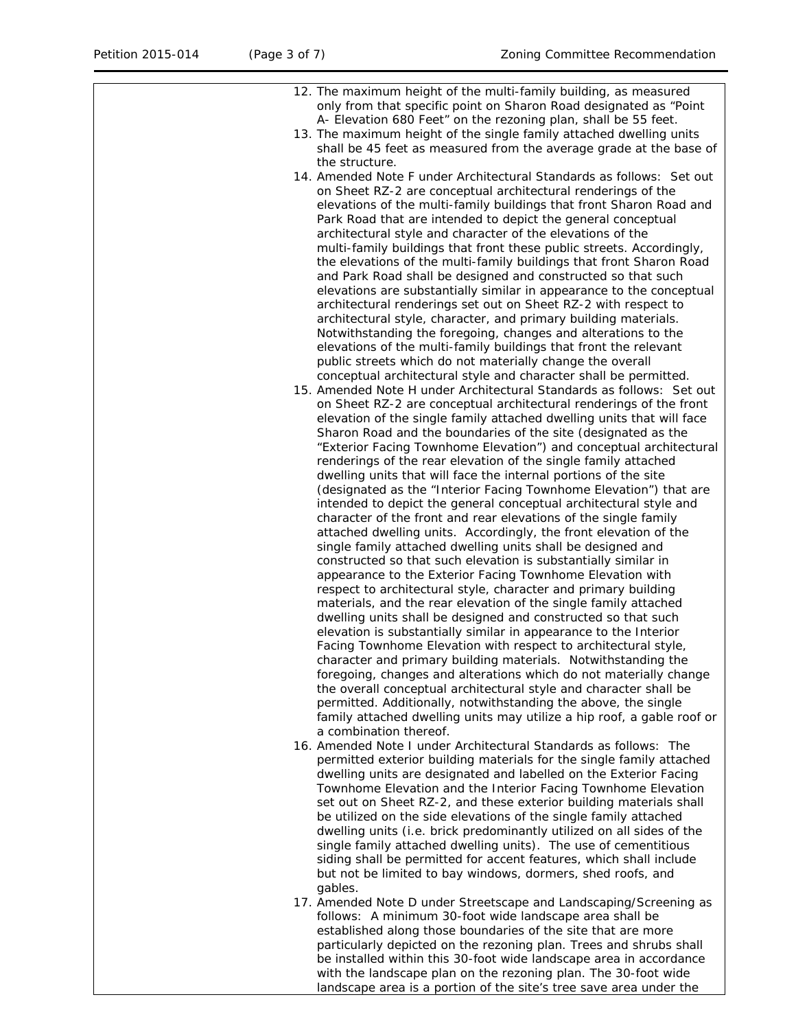12. The maximum height of the multi-family building, as measured only from that specific point on Sharon Road designated as "Point A- Elevation 680 Feet" on the rezoning plan, shall be 55 feet.
13. The maximum height of the single family attached dwelling units shall be 45 feet as measured from the average grade at the base of the structure.
14. Amended Note F under Architectural Standards as follows: Set out on Sheet RZ-2 are conceptual architectural renderings of the elevations of the multi-family buildings that front Sharon Road and Park Road that are intended to depict the general conceptual architectural style and character of the elevations of the multi-family buildings that front these public streets. Accordingly, the elevations of the multi-family buildings that front Sharon Road and Park Road shall be designed and constructed so that such elevations are substantially similar in appearance to the conceptual architectural renderings set out on Sheet RZ-2 with respect to architectural style, character, and primary building materials. Notwithstanding the foregoing, changes and alterations to the elevations of the multi-family buildings that front the relevant public streets which do not materially change the overall conceptual architectural style and character shall be permitted.
15. Amended Note H under Architectural Standards as follows: Set out on Sheet RZ-2 are conceptual architectural renderings of the front elevation of the single family attached dwelling units that will face Sharon Road and the boundaries of the site (designated as the "Exterior Facing Townhome Elevation") and conceptual architectural renderings of the rear elevation of the single family attached dwelling units that will face the internal portions of the site (designated as the "Interior Facing Townhome Elevation") that are intended to depict the general conceptual architectural style and character of the front and rear elevations of the single family attached dwelling units. Accordingly, the front elevation of the single family attached dwelling units shall be designed and constructed so that such elevation is substantially similar in appearance to the Exterior Facing Townhome Elevation with respect to architectural style, character and primary building materials, and the rear elevation of the single family attached dwelling units shall be designed and constructed so that such elevation is substantially similar in appearance to the Interior Facing Townhome Elevation with respect to architectural style, character and primary building materials. Notwithstanding the foregoing, changes and alterations which do not materially change the overall conceptual architectural style and character shall be permitted. Additionally, notwithstanding the above, the single family attached dwelling units may utilize a hip roof, a gable roof or a combination thereof.
16. Amended Note I under Architectural Standards as follows: The permitted exterior building materials for the single family attached dwelling units are designated and labelled on the Exterior Facing Townhome Elevation and the Interior Facing Townhome Elevation set out on Sheet RZ-2, and these exterior building materials shall be utilized on the side elevations of the single family attached dwelling units (i.e. brick predominantly utilized on all sides of the single family attached dwelling units). The use of cementitious siding shall be permitted for accent features, which shall include but not be limited to bay windows, dormers, shed roofs, and gables.
17. Amended Note D under Streetscape and Landscaping/Screening as follows: A minimum 30-foot wide landscape area shall be established along those boundaries of the site that are more particularly depicted on the rezoning plan. Trees and shrubs shall be installed within this 30-foot wide landscape area in accordance with the landscape plan on the rezoning plan. The 30-foot wide landscape area is a portion of the site's tree save area under the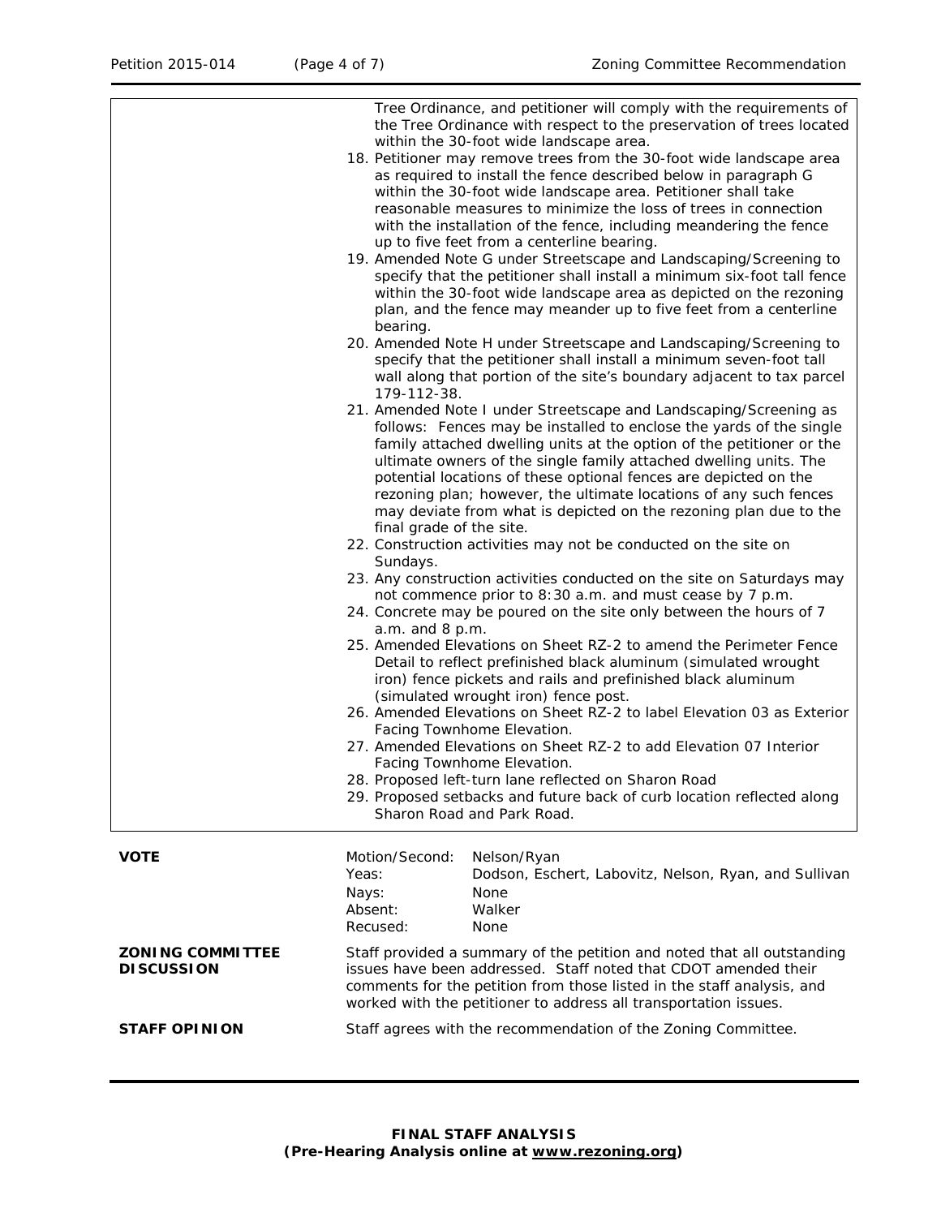Tree Ordinance, and petitioner will comply with the requirements of the Tree Ordinance with respect to the preservation of trees located within the 30-foot wide landscape area.

18. Petitioner may remove trees from the 30-foot wide landscape area as required to install the fence described below in paragraph G within the 30-foot wide landscape area. Petitioner shall take reasonable measures to minimize the loss of trees in connection with the installation of the fence, including meandering the fence up to five feet from a centerline bearing.
19. Amended Note G under Streetscape and Landscaping/Screening to specify that the petitioner shall install a minimum six-foot tall fence within the 30-foot wide landscape area as depicted on the rezoning plan, and the fence may meander up to five feet from a centerline bearing.
20. Amended Note H under Streetscape and Landscaping/Screening to specify that the petitioner shall install a minimum seven-foot tall wall along that portion of the site's boundary adjacent to tax parcel 179-112-38.
21. Amended Note I under Streetscape and Landscaping/Screening as follows: Fences may be installed to enclose the yards of the single family attached dwelling units at the option of the petitioner or the ultimate owners of the single family attached dwelling units. The potential locations of these optional fences are depicted on the rezoning plan; however, the ultimate locations of any such fences may deviate from what is depicted on the rezoning plan due to the final grade of the site.
22. Construction activities may not be conducted on the site on Sundays.
23. Any construction activities conducted on the site on Saturdays may not commence prior to 8:30 a.m. and must cease by 7 p.m.
24. Concrete may be poured on the site only between the hours of 7 a.m. and 8 p.m.
25. Amended Elevations on Sheet RZ-2 to amend the Perimeter Fence Detail to reflect prefinished black aluminum (simulated wrought iron) fence pickets and rails and prefinished black aluminum (simulated wrought iron) fence post.
26. Amended Elevations on Sheet RZ-2 to label Elevation 03 as Exterior Facing Townhome Elevation.
27. Amended Elevations on Sheet RZ-2 to add Elevation 07 Interior Facing Townhome Elevation.
28. Proposed left-turn lane reflected on Sharon Road
29. Proposed setbacks and future back of curb location reflected along Sharon Road and Park Road.

**VOTE**

| | |
|---|---|
| Motion/Second: | Nelson/Ryan |
| Yeas: | Dodson, Eschert, Labovitz, Nelson, Ryan, and Sullivan |
| Nays: | None |
| Absent: | Walker |
| Recused: | None |

**ZONING COMMITTEE DISCUSSION**

Staff provided a summary of the petition and noted that all outstanding issues have been addressed. Staff noted that CDOT amended their comments for the petition from those listed in the staff analysis, and worked with the petitioner to address all transportation issues.

**STAFF OPINION**

Staff agrees with the recommendation of the Zoning Committee.

**FINAL STAFF ANALYSIS**
**(Pre-Hearing Analysis online at www.rezoning.org)**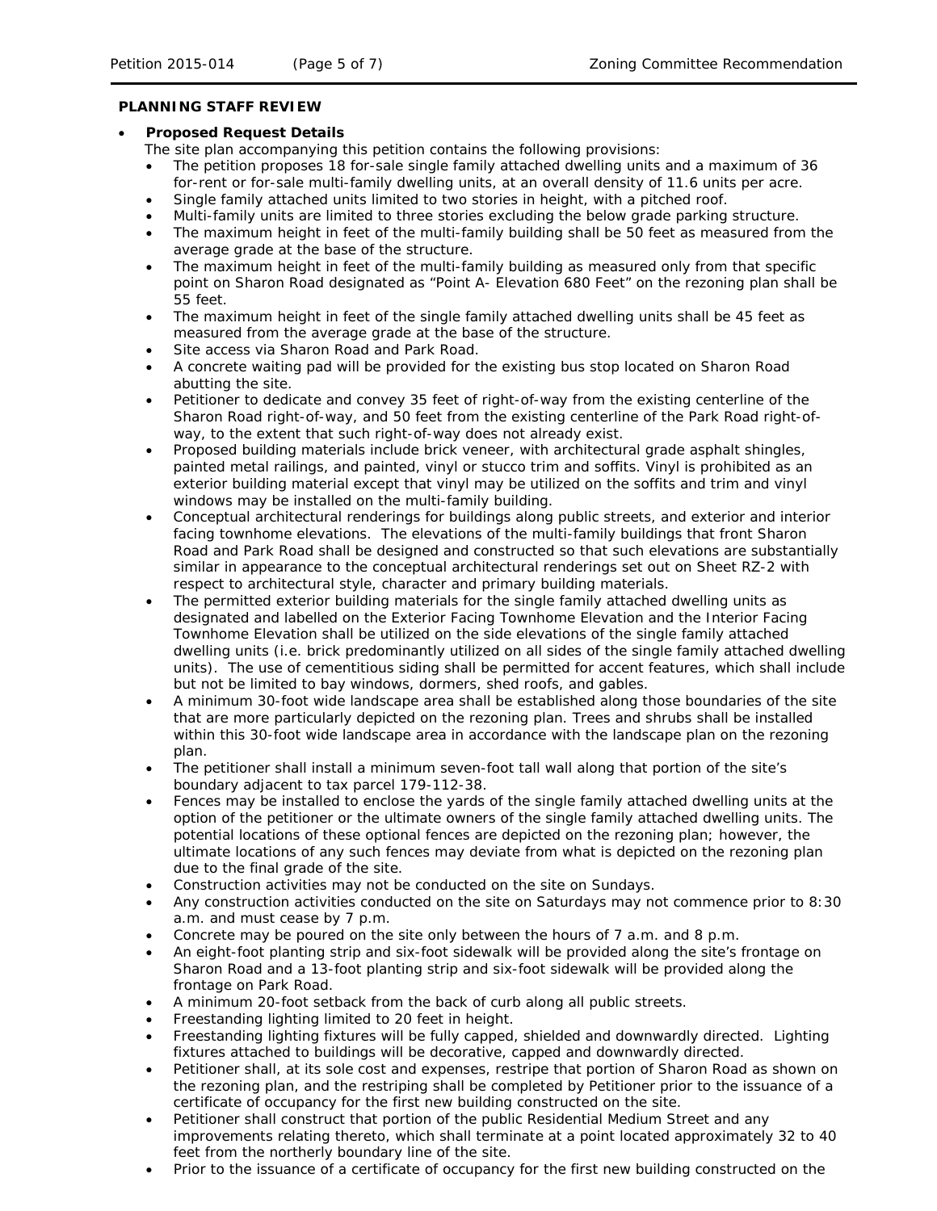**PLANNING STAFF REVIEW**

- **Proposed Request Details**

  The site plan accompanying this petition contains the following provisions:
  - The petition proposes 18 for-sale single family attached dwelling units and a maximum of 36 for-rent or for-sale multi-family dwelling units, at an overall density of 11.6 units per acre.
  - Single family attached units limited to two stories in height, with a pitched roof.
  - Multi-family units are limited to three stories excluding the below grade parking structure.
  - The maximum height in feet of the multi-family building shall be 50 feet as measured from the average grade at the base of the structure.
  - The maximum height in feet of the multi-family building as measured only from that specific point on Sharon Road designated as "Point A- Elevation 680 Feet" on the rezoning plan shall be 55 feet.
  - The maximum height in feet of the single family attached dwelling units shall be 45 feet as measured from the average grade at the base of the structure.
  - Site access via Sharon Road and Park Road.
  - A concrete waiting pad will be provided for the existing bus stop located on Sharon Road abutting the site.
  - Petitioner to dedicate and convey 35 feet of right-of-way from the existing centerline of the Sharon Road right-of-way, and 50 feet from the existing centerline of the Park Road right-of-way, to the extent that such right-of-way does not already exist.
  - Proposed building materials include brick veneer, with architectural grade asphalt shingles, painted metal railings, and painted, vinyl or stucco trim and soffits. Vinyl is prohibited as an exterior building material except that vinyl may be utilized on the soffits and trim and vinyl windows may be installed on the multi-family building.
  - Conceptual architectural renderings for buildings along public streets, and exterior and interior facing townhome elevations. The elevations of the multi-family buildings that front Sharon Road and Park Road shall be designed and constructed so that such elevations are substantially similar in appearance to the conceptual architectural renderings set out on Sheet RZ-2 with respect to architectural style, character and primary building materials.
  - The permitted exterior building materials for the single family attached dwelling units as designated and labelled on the Exterior Facing Townhome Elevation and the Interior Facing Townhome Elevation shall be utilized on the side elevations of the single family attached dwelling units (i.e. brick predominantly utilized on all sides of the single family attached dwelling units). The use of cementitious siding shall be permitted for accent features, which shall include but not be limited to bay windows, dormers, shed roofs, and gables.
  - A minimum 30-foot wide landscape area shall be established along those boundaries of the site that are more particularly depicted on the rezoning plan. Trees and shrubs shall be installed within this 30-foot wide landscape area in accordance with the landscape plan on the rezoning plan.
  - The petitioner shall install a minimum seven-foot tall wall along that portion of the site's boundary adjacent to tax parcel 179-112-38.
  - Fences may be installed to enclose the yards of the single family attached dwelling units at the option of the petitioner or the ultimate owners of the single family attached dwelling units. The potential locations of these optional fences are depicted on the rezoning plan; however, the ultimate locations of any such fences may deviate from what is depicted on the rezoning plan due to the final grade of the site.
  - Construction activities may not be conducted on the site on Sundays.
  - Any construction activities conducted on the site on Saturdays may not commence prior to 8:30 a.m. and must cease by 7 p.m.
  - Concrete may be poured on the site only between the hours of 7 a.m. and 8 p.m.
  - An eight-foot planting strip and six-foot sidewalk will be provided along the site's frontage on Sharon Road and a 13-foot planting strip and six-foot sidewalk will be provided along the frontage on Park Road.
  - A minimum 20-foot setback from the back of curb along all public streets.
  - Freestanding lighting limited to 20 feet in height.
  - Freestanding lighting fixtures will be fully capped, shielded and downwardly directed. Lighting fixtures attached to buildings will be decorative, capped and downwardly directed.
  - Petitioner shall, at its sole cost and expenses, restripe that portion of Sharon Road as shown on the rezoning plan, and the restriping shall be completed by Petitioner prior to the issuance of a certificate of occupancy for the first new building constructed on the site.
  - Petitioner shall construct that portion of the public Residential Medium Street and any improvements relating thereto, which shall terminate at a point located approximately 32 to 40 feet from the northerly boundary line of the site.
  - Prior to the issuance of a certificate of occupancy for the first new building constructed on the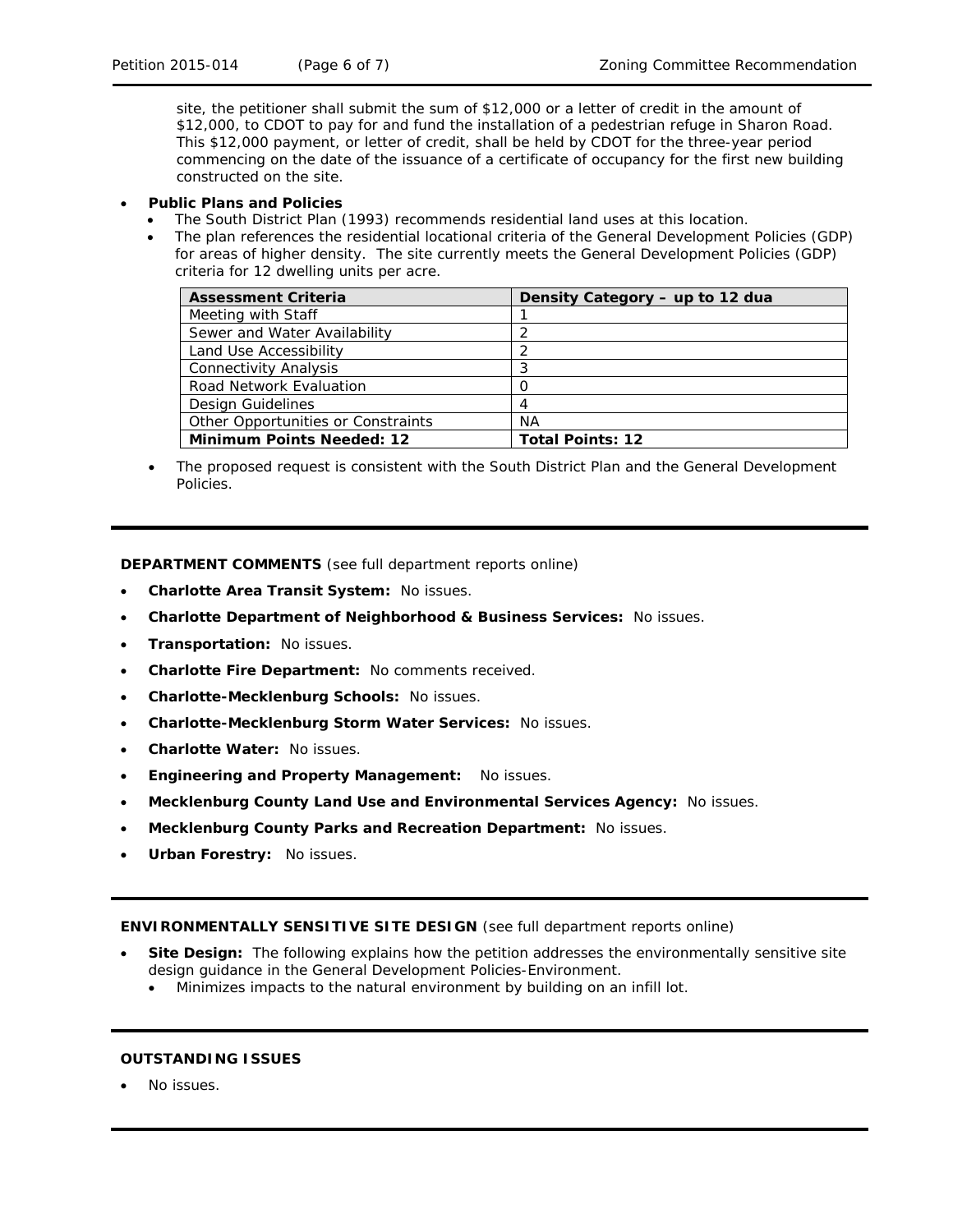site, the petitioner shall submit the sum of $12,000 or a letter of credit in the amount of $12,000, to CDOT to pay for and fund the installation of a pedestrian refuge in Sharon Road. This $12,000 payment, or letter of credit, shall be held by CDOT for the three-year period commencing on the date of the issuance of a certificate of occupancy for the first new building constructed on the site.

- **Public Plans and Policies**
  - The South District Plan (1993) recommends residential land uses at this location.
  - The plan references the residential locational criteria of the General Development Policies (GDP) for areas of higher density. The site currently meets the General Development Policies (GDP) criteria for 12 dwelling units per acre.

| **Assessment Criteria** | **Density Category – up to 12 dua** |
|---|---|
| Meeting with Staff | 1 |
| Sewer and Water Availability | 2 |
| Land Use Accessibility | 2 |
| Connectivity Analysis | 3 |
| Road Network Evaluation | 0 |
| Design Guidelines | 4 |
| Other Opportunities or Constraints | NA |
| **Minimum Points Needed: 12** | **Total Points: 12** |

  - The proposed request is consistent with the South District Plan and the General Development Policies.

---

**DEPARTMENT COMMENTS** (see full department reports online)

- **Charlotte Area Transit System:** No issues.
- **Charlotte Department of Neighborhood & Business Services:** No issues.
- **Transportation:** No issues.
- **Charlotte Fire Department:** No comments received.
- **Charlotte-Mecklenburg Schools:** No issues.
- **Charlotte-Mecklenburg Storm Water Services:** No issues.
- **Charlotte Water:** No issues.
- **Engineering and Property Management:** No issues.
- **Mecklenburg County Land Use and Environmental Services Agency:** No issues.
- **Mecklenburg County Parks and Recreation Department:** No issues.
- **Urban Forestry:** No issues.

---

**ENVIRONMENTALLY SENSITIVE SITE DESIGN** (see full department reports online)

- **Site Design:** The following explains how the petition addresses the environmentally sensitive site design guidance in the General Development Policies-Environment.
  - Minimizes impacts to the natural environment by building on an infill lot.

---

**OUTSTANDING ISSUES**

- No issues.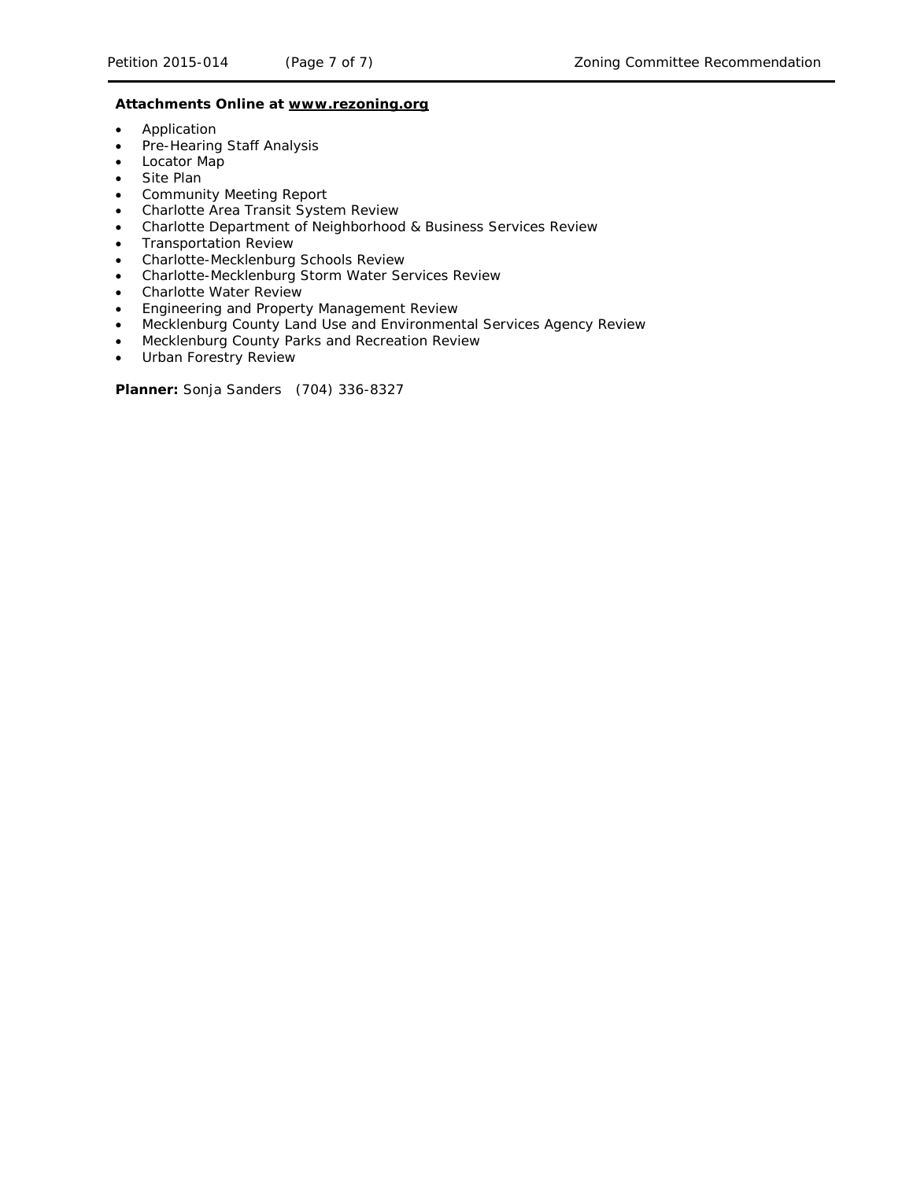**Attachments Online at www.rezoning.org**

- Application
- Pre-Hearing Staff Analysis
- Locator Map
- Site Plan
- Community Meeting Report
- Charlotte Area Transit System Review
- Charlotte Department of Neighborhood & Business Services Review
- Transportation Review
- Charlotte-Mecklenburg Schools Review
- Charlotte-Mecklenburg Storm Water Services Review
- Charlotte Water Review
- Engineering and Property Management Review
- Mecklenburg County Land Use and Environmental Services Agency Review
- Mecklenburg County Parks and Recreation Review
- Urban Forestry Review

**Planner:** Sonja Sanders (704) 336-8327